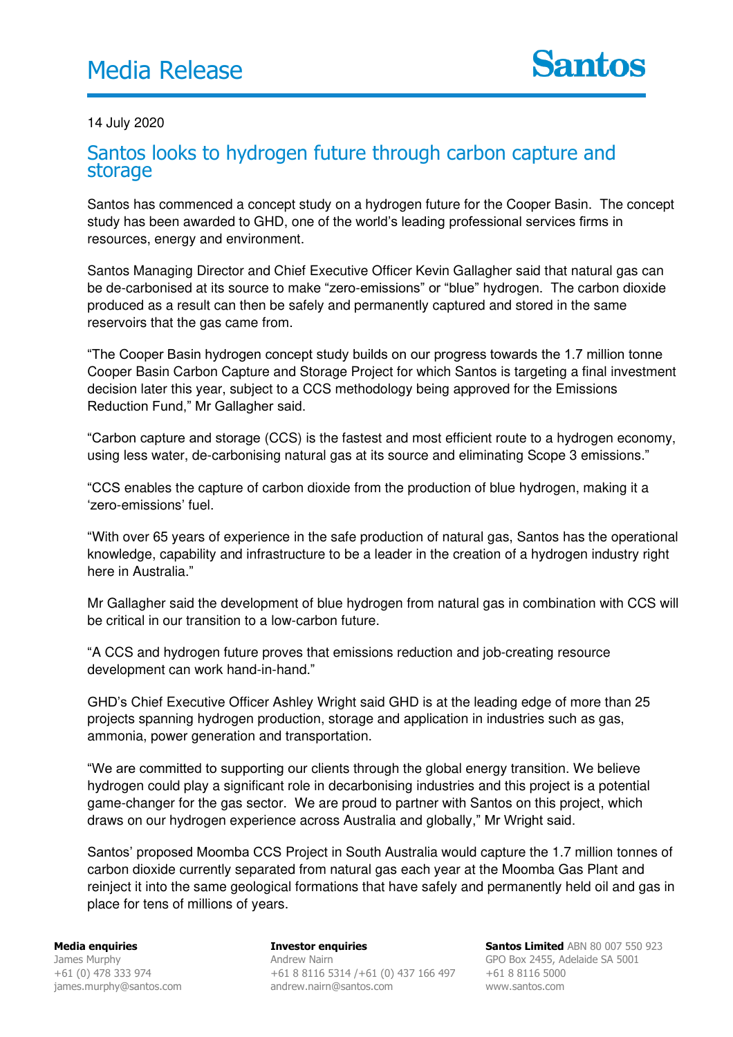# Media Release

Santos

14 July 2020

## Santos looks to hydrogen future through carbon capture and storage

Santos has commenced a concept study on a hydrogen future for the Cooper Basin. The concept study has been awarded to GHD, one of the world's leading professional services firms in resources, energy and environment.

Santos Managing Director and Chief Executive Officer Kevin Gallagher said that natural gas can be de-carbonised at its source to make "zero-emissions" or "blue" hydrogen. The carbon dioxide produced as a result can then be safely and permanently captured and stored in the same reservoirs that the gas came from.

"The Cooper Basin hydrogen concept study builds on our progress towards the 1.7 million tonne Cooper Basin Carbon Capture and Storage Project for which Santos is targeting a final investment decision later this year, subject to a CCS methodology being approved for the Emissions Reduction Fund," Mr Gallagher said.

"Carbon capture and storage (CCS) is the fastest and most efficient route to a hydrogen economy, using less water, de-carbonising natural gas at its source and eliminating Scope 3 emissions."

"CCS enables the capture of carbon dioxide from the production of blue hydrogen, making it a 'zero-emissions' fuel.

"With over 65 years of experience in the safe production of natural gas, Santos has the operational knowledge, capability and infrastructure to be a leader in the creation of a hydrogen industry right here in Australia."

Mr Gallagher said the development of blue hydrogen from natural gas in combination with CCS will be critical in our transition to a low-carbon future.

"A CCS and hydrogen future proves that emissions reduction and job-creating resource development can work hand-in-hand."

GHD's Chief Executive Officer Ashley Wright said GHD is at the leading edge of more than 25 projects spanning hydrogen production, storage and application in industries such as gas, ammonia, power generation and transportation.

"We are committed to supporting our clients through the global energy transition. We believe hydrogen could play a significant role in decarbonising industries and this project is a potential game-changer for the gas sector. We are proud to partner with Santos on this project, which draws on our hydrogen experience across Australia and globally," Mr Wright said.

Santos' proposed Moomba CCS Project in South Australia would capture the 1.7 million tonnes of carbon dioxide currently separated from natural gas each year at the Moomba Gas Plant and reinject it into the same geological formations that have safely and permanently held oil and gas in place for tens of millions of years.

**Media enquiries**
James Murphy
+61 (0) 478 333 974
james.murphy@santos.com

**Investor enquiries**
Andrew Nairn
+61 8 8116 5314 /+61 (0) 437 166 497
andrew.nairn@santos.com

**Santos Limited** ABN 80 007 550 923
GPO Box 2455, Adelaide SA 5001
+61 8 8116 5000
www.santos.com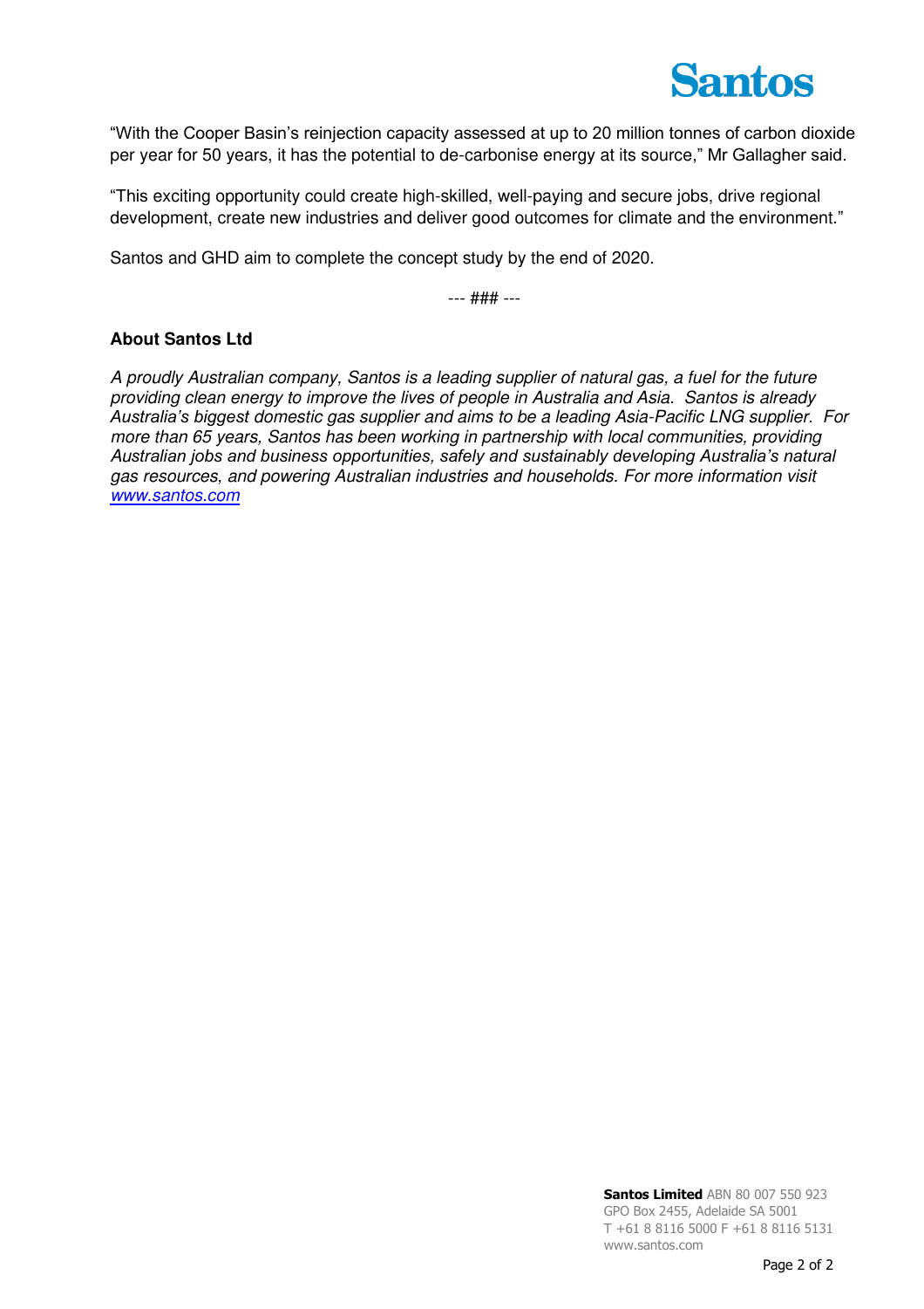"With the Cooper Basin's reinjection capacity assessed at up to 20 million tonnes of carbon dioxide per year for 50 years, it has the potential to de-carbonise energy at its source," Mr Gallagher said.

"This exciting opportunity could create high-skilled, well-paying and secure jobs, drive regional development, create new industries and deliver good outcomes for climate and the environment."

Santos and GHD aim to complete the concept study by the end of 2020.

--- ### ---

**About Santos Ltd**

*A proudly Australian company, Santos is a leading supplier of natural gas, a fuel for the future providing clean energy to improve the lives of people in Australia and Asia. Santos is already Australia's biggest domestic gas supplier and aims to be a leading Asia-Pacific LNG supplier. For more than 65 years, Santos has been working in partnership with local communities, providing Australian jobs and business opportunities, safely and sustainably developing Australia's natural gas resources, and powering Australian industries and households. For more information visit [www.santos.com](http://www.santos.com)*

**Santos Limited** ABN 80 007 550 923
GPO Box 2455, Adelaide SA 5001
T +61 8 8116 5000 F +61 8 8116 5131
www.santos.com